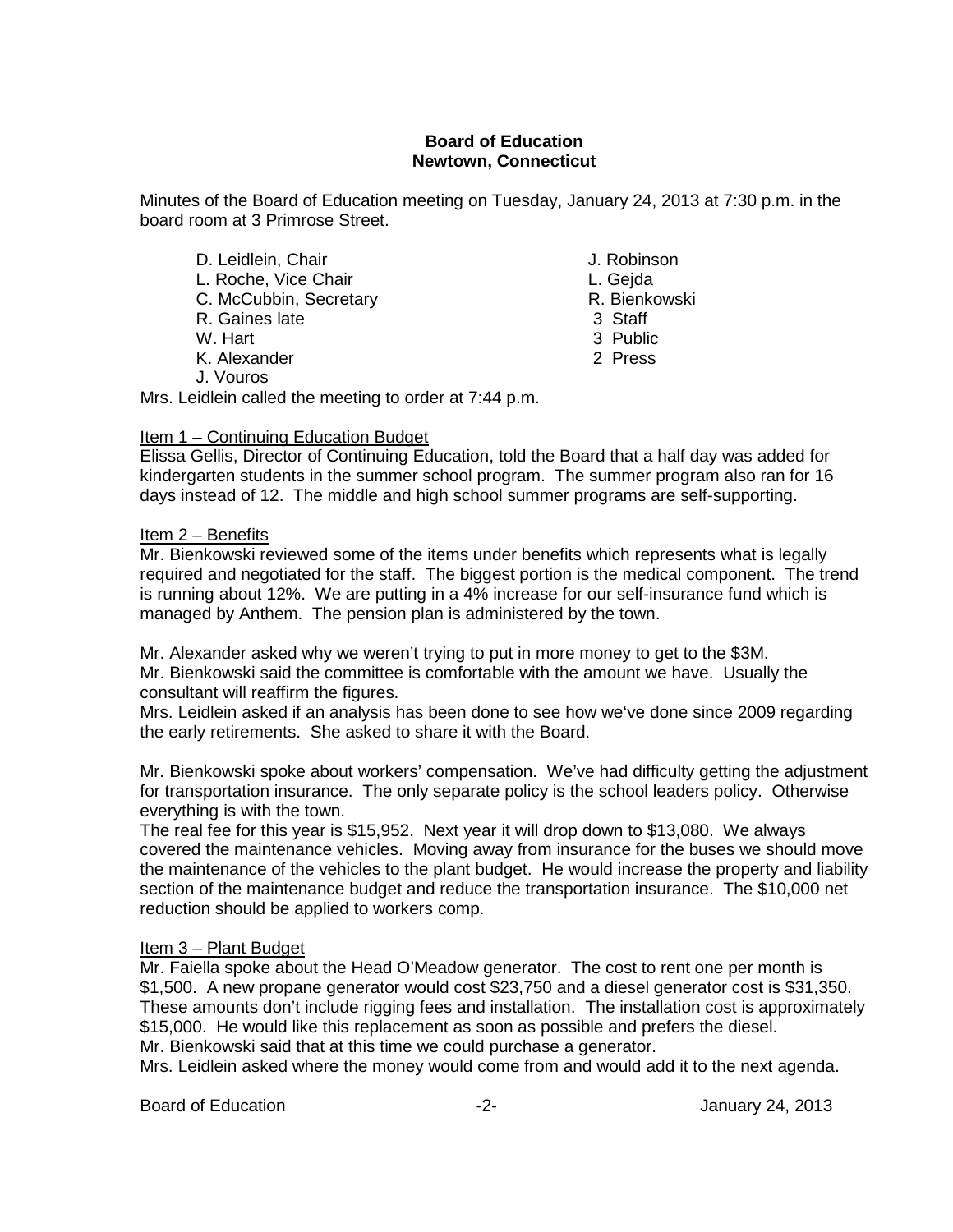**Board of Education**
**Newtown, Connecticut**

Minutes of the Board of Education meeting on Tuesday, January 24, 2013 at 7:30 p.m. in the board room at 3 Primrose Street.

D. Leidlein, Chair
L. Roche, Vice Chair
C. McCubbin, Secretary
R. Gaines late
W. Hart
K. Alexander
J. Vouros
J. Robinson
L. Gejda
R. Bienkowski
3 Staff
3 Public
2 Press

Mrs. Leidlein called the meeting to order at 7:44 p.m.

Item 1 – Continuing Education Budget

Elissa Gellis, Director of Continuing Education, told the Board that a half day was added for kindergarten students in the summer school program. The summer program also ran for 16 days instead of 12. The middle and high school summer programs are self-supporting.

Item 2 – Benefits

Mr. Bienkowski reviewed some of the items under benefits which represents what is legally required and negotiated for the staff. The biggest portion is the medical component. The trend is running about 12%. We are putting in a 4% increase for our self-insurance fund which is managed by Anthem. The pension plan is administered by the town.

Mr. Alexander asked why we weren't trying to put in more money to get to the $3M.
Mr. Bienkowski said the committee is comfortable with the amount we have. Usually the consultant will reaffirm the figures.
Mrs. Leidlein asked if an analysis has been done to see how we've done since 2009 regarding the early retirements. She asked to share it with the Board.

Mr. Bienkowski spoke about workers' compensation. We've had difficulty getting the adjustment for transportation insurance. The only separate policy is the school leaders policy. Otherwise everything is with the town.
The real fee for this year is $15,952. Next year it will drop down to $13,080. We always covered the maintenance vehicles. Moving away from insurance for the buses we should move the maintenance of the vehicles to the plant budget. He would increase the property and liability section of the maintenance budget and reduce the transportation insurance. The $10,000 net reduction should be applied to workers comp.

Item 3 – Plant Budget

Mr. Faiella spoke about the Head O'Meadow generator. The cost to rent one per month is $1,500. A new propane generator would cost $23,750 and a diesel generator cost is $31,350. These amounts don't include rigging fees and installation. The installation cost is approximately $15,000. He would like this replacement as soon as possible and prefers the diesel.
Mr. Bienkowski said that at this time we could purchase a generator.
Mrs. Leidlein asked where the money would come from and would add it to the next agenda.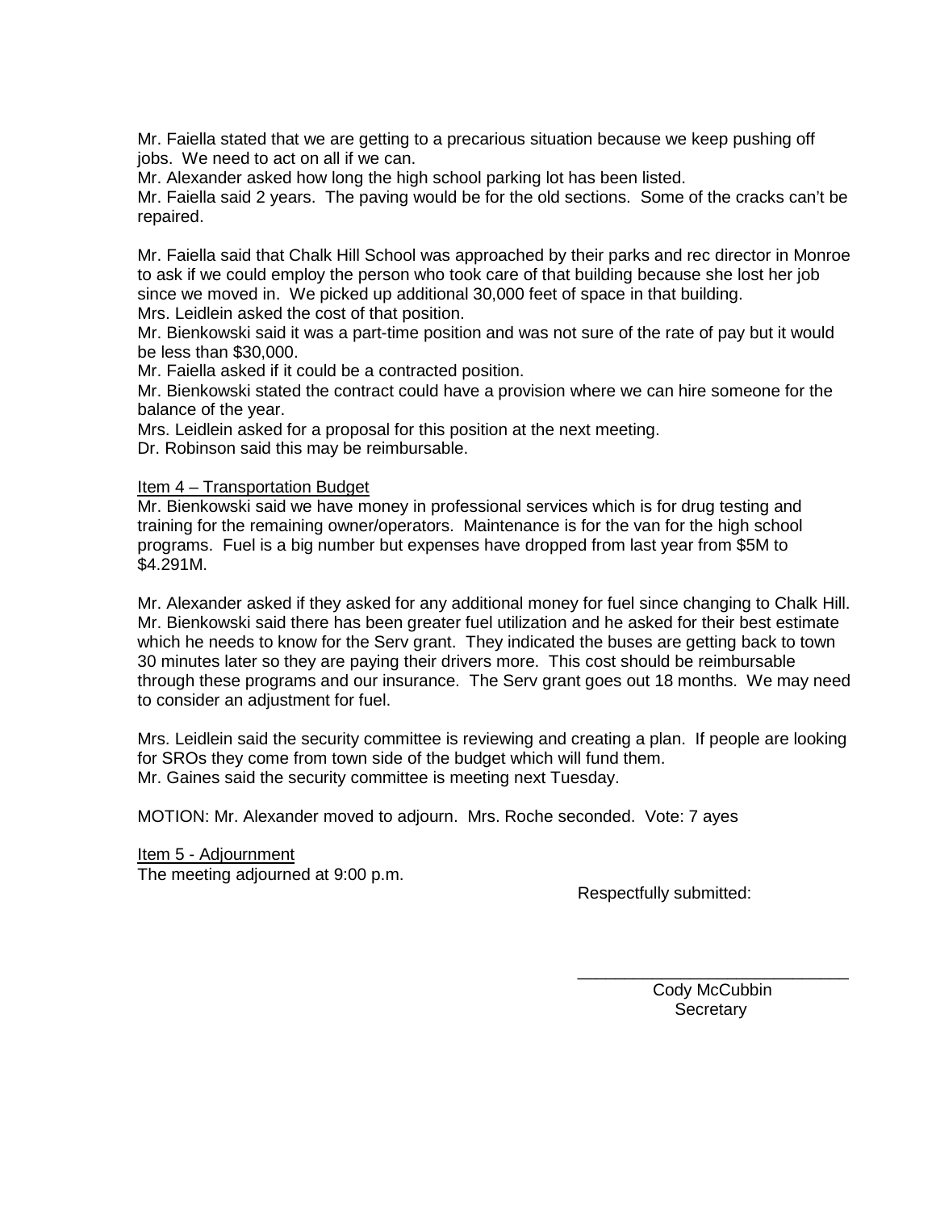Mr. Faiella stated that we are getting to a precarious situation because we keep pushing off jobs. We need to act on all if we can.
Mr. Alexander asked how long the high school parking lot has been listed.
Mr. Faiella said 2 years. The paving would be for the old sections. Some of the cracks can't be repaired.

Mr. Faiella said that Chalk Hill School was approached by their parks and rec director in Monroe to ask if we could employ the person who took care of that building because she lost her job since we moved in. We picked up additional 30,000 feet of space in that building.
Mrs. Leidlein asked the cost of that position.
Mr. Bienkowski said it was a part-time position and was not sure of the rate of pay but it would be less than $30,000.
Mr. Faiella asked if it could be a contracted position.
Mr. Bienkowski stated the contract could have a provision where we can hire someone for the balance of the year.
Mrs. Leidlein asked for a proposal for this position at the next meeting.
Dr. Robinson said this may be reimbursable.

Item 4 – Transportation Budget
Mr. Bienkowski said we have money in professional services which is for drug testing and training for the remaining owner/operators. Maintenance is for the van for the high school programs. Fuel is a big number but expenses have dropped from last year from $5M to $4.291M.

Mr. Alexander asked if they asked for any additional money for fuel since changing to Chalk Hill. Mr. Bienkowski said there has been greater fuel utilization and he asked for their best estimate which he needs to know for the Serv grant. They indicated the buses are getting back to town 30 minutes later so they are paying their drivers more. This cost should be reimbursable through these programs and our insurance. The Serv grant goes out 18 months. We may need to consider an adjustment for fuel.

Mrs. Leidlein said the security committee is reviewing and creating a plan. If people are looking for SROs they come from town side of the budget which will fund them.
Mr. Gaines said the security committee is meeting next Tuesday.

MOTION: Mr. Alexander moved to adjourn. Mrs. Roche seconded. Vote: 7 ayes

Item 5 - Adjournment
The meeting adjourned at 9:00 p.m.

Respectfully submitted:

\_\_\_\_\_\_\_\_\_\_\_\_\_\_\_\_\_\_\_\_\_\_\_\_\_\_\_\_\_\_
Cody McCubbin
Secretary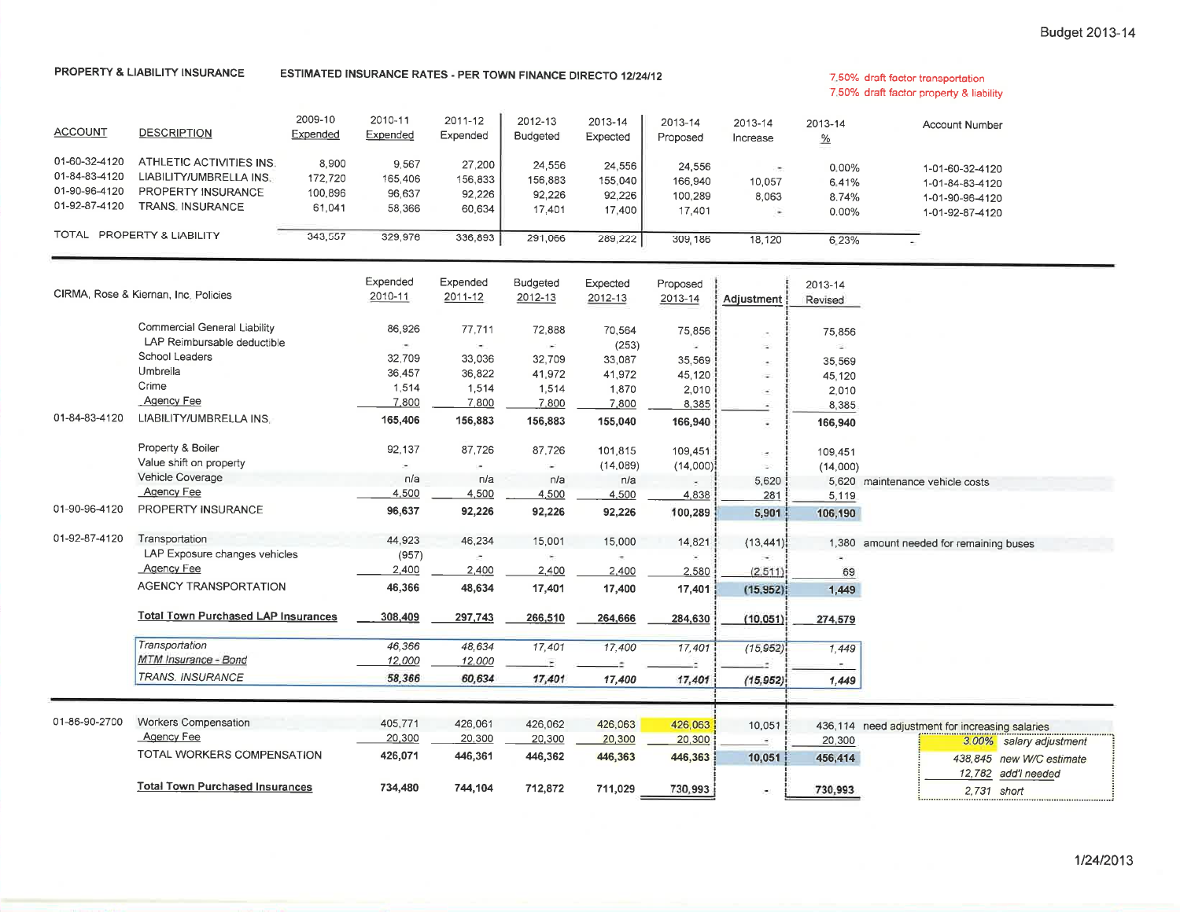Budget 2013-14

**PROPERTY & LIABILITY INSURANCE** — **ESTIMATED INSURANCE RATES - PER TOWN FINANCE DIRECTO 12/24/12**

7.50% draft factor transportation
7.50% draft factor property & liability

| ACCOUNT | DESCRIPTION | 2009-10 Expended | 2010-11 Expended | 2011-12 Expended | 2012-13 Budgeted | 2013-14 Expected | 2013-14 Proposed | 2013-14 Increase | 2013-14 % | Account Number |
|---|---|---|---|---|---|---|---|---|---|---|
| 01-60-32-4120 | ATHLETIC ACTIVITIES INS. | 8,900 | 9,567 | 27,200 | 24,556 | 24,556 | 24,556 | - | 0.00% | 1-01-60-32-4120 |
| 01-84-83-4120 | LIABILITY/UMBRELLA INS. | 172,720 | 165,406 | 156,833 | 156,883 | 155,040 | 166,940 | 10,057 | 6.41% | 1-01-84-83-4120 |
| 01-90-96-4120 | PROPERTY INSURANCE | 100,896 | 96,637 | 92,226 | 92,226 | 92,226 | 100,289 | 8,063 | 8.74% | 1-01-90-96-4120 |
| 01-92-87-4120 | TRANS. INSURANCE | 61,041 | 58,366 | 60,634 | 17,401 | 17,400 | 17,401 | - | 0.00% | 1-01-92-87-4120 |
| TOTAL | PROPERTY & LIABILITY | 343,557 | 329,976 | 336,893 | 291,066 | 289,222 | 309,186 | 18,120 | 6.23% | |

| Account | CIRMA, Rose & Kiernan, Inc. Policies | Expended 2010-11 | Expended 2011-12 | Budgeted 2012-13 | Expected 2012-13 | Proposed 2013-14 | Adjustment | 2013-14 Revised | Notes |
|---|---|---|---|---|---|---|---|---|---|
| | Commercial General Liability | 86,926 | 77,711 | 72,888 | 70,564 | 75,856 | - | 75,856 | |
| | LAP Reimbursable deductible | - | - | - | (253) | - | - | - | |
| | School Leaders | 32,709 | 33,036 | 32,709 | 33,087 | 35,569 | - | 35,569 | |
| | Umbrella | 36,457 | 36,822 | 41,972 | 41,972 | 45,120 | - | 45,120 | |
| | Crime | 1,514 | 1,514 | 1,514 | 1,870 | 2,010 | - | 2,010 | |
| | Agency Fee | 7,800 | 7,800 | 7,800 | 7,800 | 8,385 | - | 8,385 | |
| 01-84-83-4120 | LIABILITY/UMBRELLA INS. | 165,406 | 156,883 | 156,883 | 155,040 | 166,940 | - | 166,940 | |
| | Property & Boiler | 92,137 | 87,726 | 87,726 | 101,815 | 109,451 | - | 109,451 | |
| | Value shift on property | - | - | - | (14,089) | (14,000) | - | (14,000) | |
| | Vehicle Coverage | n/a | n/a | n/a | n/a | - | 5,620 | 5,620 | maintenance vehicle costs |
| | Agency Fee | 4,500 | 4,500 | 4,500 | 4,500 | 4,838 | 281 | 5,119 | |
| 01-90-96-4120 | PROPERTY INSURANCE | 96,637 | 92,226 | 92,226 | 92,226 | 100,289 | 5,901 | 106,190 | |
| 01-92-87-4120 | Transportation | 44,923 | 46,234 | 15,001 | 15,000 | 14,821 | (13,441) | 1,380 | amount needed for remaining buses |
| | LAP Exposure changes vehicles | (957) | - | - | - | - | | - | |
| | Agency Fee | 2,400 | 2,400 | 2,400 | 2,400 | 2,580 | (2,511) | 69 | |
| | AGENCY TRANSPORTATION | 46,366 | 48,634 | 17,401 | 17,400 | 17,401 | (15,952) | 1,449 | |
| | **Total Town Purchased LAP Insurances** | 308,409 | 297,743 | 266,510 | 264,666 | 284,630 | (10,051) | 274,579 | |
| | *Transportation* | *46,366* | *48,634* | *17,401* | *17,400* | *17,401* | *(15,952)* | *1,449* | |
| | *MTM Insurance - Bond* | *12,000* | *12,000* | *-* | *-* | *-* | *-* | *-* | |
| | *TRANS. INSURANCE* | ***58,366*** | ***60,634*** | ***17,401*** | ***17,400*** | ***17,401*** | ***(15,952)*** | ***1,449*** | |
| 01-86-90-2700 | Workers Compensation | 405,771 | 426,061 | 426,062 | 426,063 | 426,063 | 10,051 | 436,114 | need adjustment for increasing salaries |
| | Agency Fee | 20,300 | 20,300 | 20,300 | 20,300 | 20,300 | - | 20,300 | |
| | TOTAL WORKERS COMPENSATION | 426,071 | 446,361 | 446,362 | 446,363 | 446,363 | 10,051 | 456,414 | |
| | **Total Town Purchased Insurances** | 734,480 | 744,104 | 712,872 | 711,029 | 730,993 | - | 730,993 | |

| | |
|---|---|
| 3.00% | salary adjustment |
| 438,845 | new W/C estimate |
| 12,782 | add'l needed |
| 2,731 | short |

1/24/2013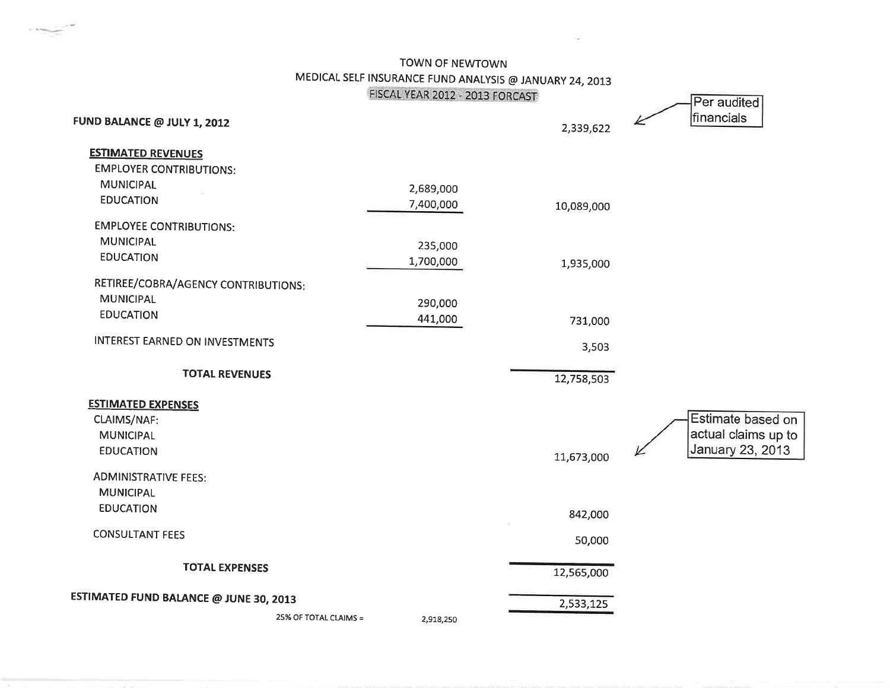# TOWN OF NEWTOWN

## MEDICAL SELF INSURANCE FUND ANALYSIS @ JANUARY 24, 2013

### FISCAL YEAR 2012 - 2013 FORCAST

| | | | |
|---|---|---|---|
| **FUND BALANCE @ JULY 1, 2012** | | 2,339,622 | Per audited financials |
| **ESTIMATED REVENUES** | | | |
| EMPLOYER CONTRIBUTIONS: | | | |
| MUNICIPAL | 2,689,000 | | |
| EDUCATION | 7,400,000 | 10,089,000 | |
| EMPLOYEE CONTRIBUTIONS: | | | |
| MUNICIPAL | 235,000 | | |
| EDUCATION | 1,700,000 | 1,935,000 | |
| RETIREE/COBRA/AGENCY CONTRIBUTIONS: | | | |
| MUNICIPAL | 290,000 | | |
| EDUCATION | 441,000 | 731,000 | |
| INTEREST EARNED ON INVESTMENTS | | 3,503 | |
| **TOTAL REVENUES** | | 12,758,503 | |
| **ESTIMATED EXPENSES** | | | |
| CLAIMS/NAF: | | | |
| MUNICIPAL | | | |
| EDUCATION | | 11,673,000 | Estimate based on actual claims up to January 23, 2013 |
| ADMINISTRATIVE FEES: | | | |
| MUNICIPAL | | | |
| EDUCATION | | 842,000 | |
| CONSULTANT FEES | | 50,000 | |
| **TOTAL EXPENSES** | | 12,565,000 | |
| **ESTIMATED FUND BALANCE @ JUNE 30, 2013** | | 2,533,125 | |
| 25% OF TOTAL CLAIMS = | 2,918,250 | | |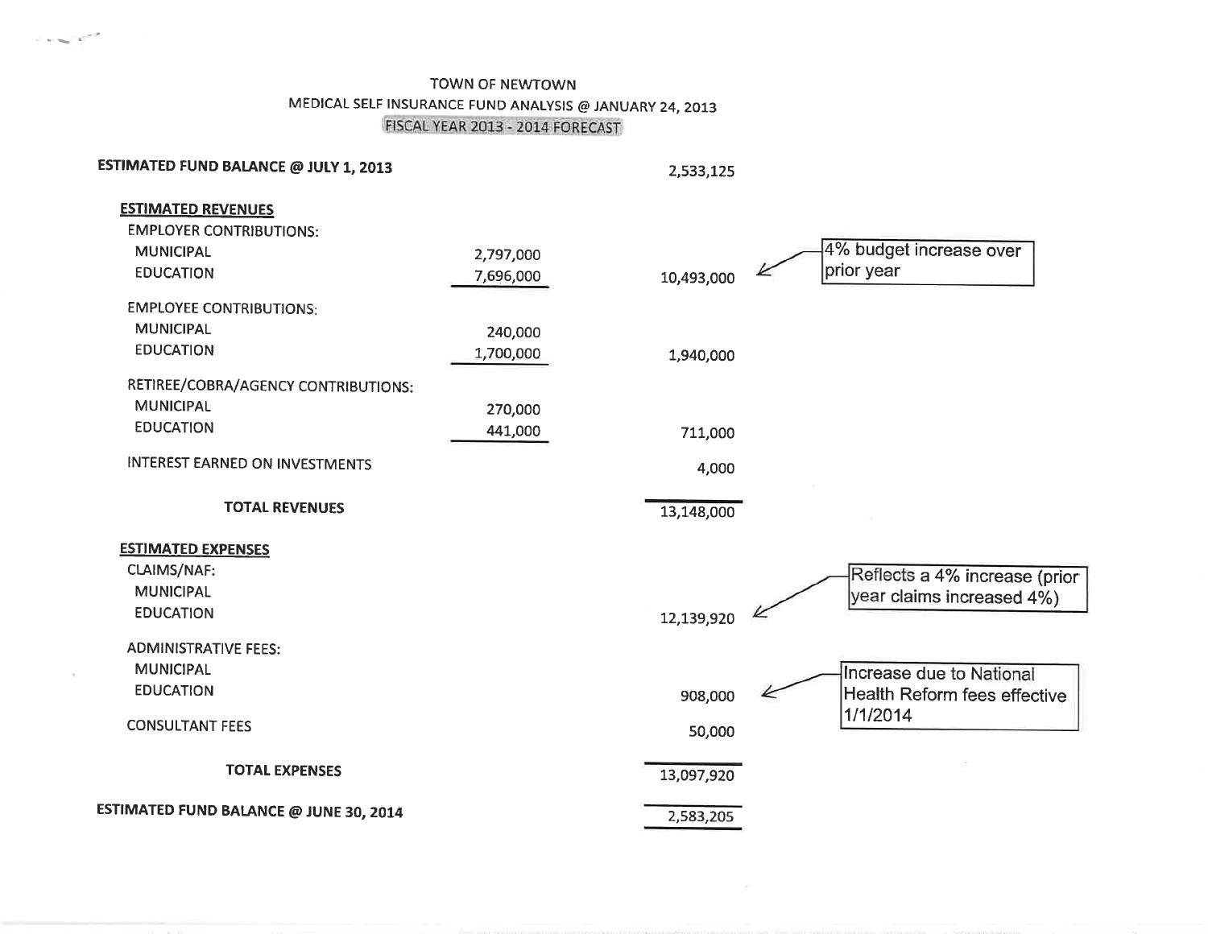# TOWN OF NEWTOWN

## MEDICAL SELF INSURANCE FUND ANALYSIS @ JANUARY 24, 2013

### FISCAL YEAR 2013 - 2014 FORECAST

| | | | |
|---|---|---|---|
| **ESTIMATED FUND BALANCE @ JULY 1, 2013** | | 2,533,125 | |
| **ESTIMATED REVENUES** | | | |
| EMPLOYER CONTRIBUTIONS: | | | |
| MUNICIPAL | 2,797,000 | | |
| EDUCATION | 7,696,000 | 10,493,000 | 4% budget increase over prior year |
| EMPLOYEE CONTRIBUTIONS: | | | |
| MUNICIPAL | 240,000 | | |
| EDUCATION | 1,700,000 | 1,940,000 | |
| RETIREE/COBRA/AGENCY CONTRIBUTIONS: | | | |
| MUNICIPAL | 270,000 | | |
| EDUCATION | 441,000 | 711,000 | |
| INTEREST EARNED ON INVESTMENTS | | 4,000 | |
| **TOTAL REVENUES** | | 13,148,000 | |
| **ESTIMATED EXPENSES** | | | |
| CLAIMS/NAF: | | | |
| MUNICIPAL | | | |
| EDUCATION | | 12,139,920 | Reflects a 4% increase (prior year claims increased 4%) |
| ADMINISTRATIVE FEES: | | | |
| MUNICIPAL | | | |
| EDUCATION | | 908,000 | Increase due to National Health Reform fees effective 1/1/2014 |
| CONSULTANT FEES | | 50,000 | |
| **TOTAL EXPENSES** | | 13,097,920 | |
| **ESTIMATED FUND BALANCE @ JUNE 30, 2014** | | 2,583,205 | |